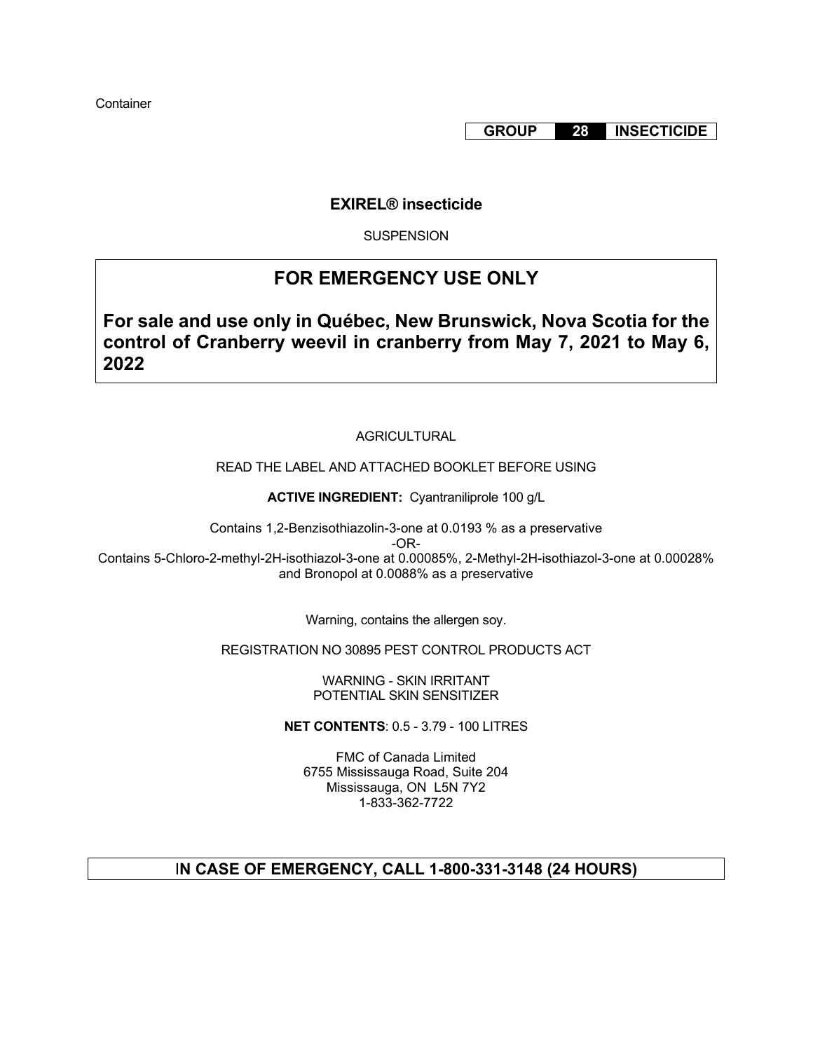Container

**GROUP 28 INSECTICIDE**

# EXIREL® insecticide

SUSPENSION

## FOR EMERGENCY USE ONLY

**For sale and use only in Québec, New Brunswick, Nova Scotia for the control of Cranberry weevil in cranberry from May 7, 2021 to May 6, 2022**

AGRICULTURAL

READ THE LABEL AND ATTACHED BOOKLET BEFORE USING

**ACTIVE INGREDIENT:** Cyantraniliprole 100 g/L

Contains 1,2-Benzisothiazolin-3-one at 0.0193 % as a preservative

-OR-

Contains 5-Chloro-2-methyl-2H-isothiazol-3-one at 0.00085%, 2-Methyl-2H-isothiazol-3-one at 0.00028% and Bronopol at 0.0088% as a preservative

Warning, contains the allergen soy.

REGISTRATION NO 30895 PEST CONTROL PRODUCTS ACT

WARNING - SKIN IRRITANT
POTENTIAL SKIN SENSITIZER

**NET CONTENTS**: 0.5 - 3.79 - 100 LITRES

FMC of Canada Limited
6755 Mississauga Road, Suite 204
Mississauga, ON L5N 7Y2
1-833-362-7722

**IN CASE OF EMERGENCY, CALL 1-800-331-3148 (24 HOURS)**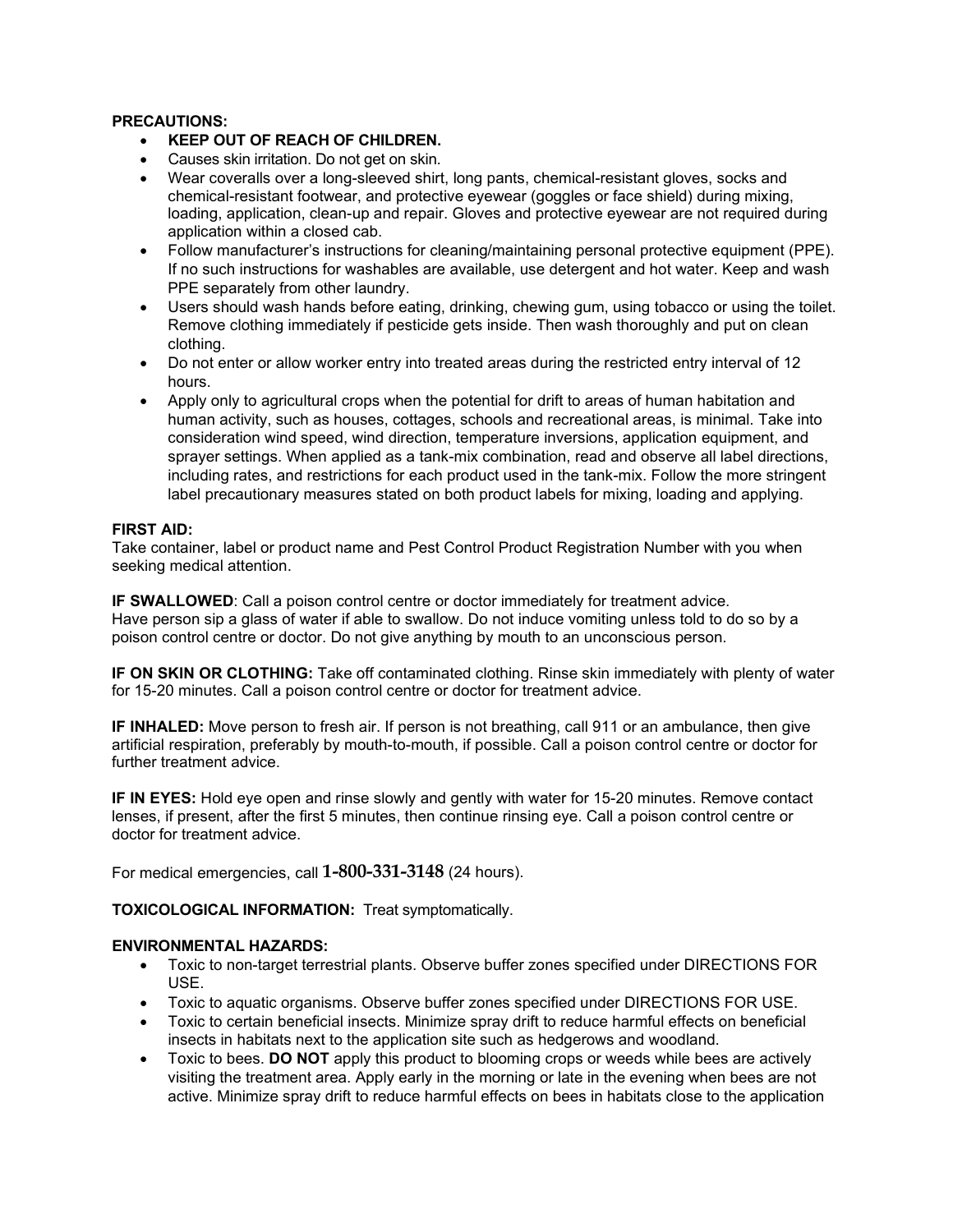**PRECAUTIONS:**

- **KEEP OUT OF REACH OF CHILDREN.**
- Causes skin irritation. Do not get on skin.
- Wear coveralls over a long-sleeved shirt, long pants, chemical-resistant gloves, socks and chemical-resistant footwear, and protective eyewear (goggles or face shield) during mixing, loading, application, clean-up and repair. Gloves and protective eyewear are not required during application within a closed cab.
- Follow manufacturer's instructions for cleaning/maintaining personal protective equipment (PPE). If no such instructions for washables are available, use detergent and hot water. Keep and wash PPE separately from other laundry.
- Users should wash hands before eating, drinking, chewing gum, using tobacco or using the toilet. Remove clothing immediately if pesticide gets inside. Then wash thoroughly and put on clean clothing.
- Do not enter or allow worker entry into treated areas during the restricted entry interval of 12 hours.
- Apply only to agricultural crops when the potential for drift to areas of human habitation and human activity, such as houses, cottages, schools and recreational areas, is minimal. Take into consideration wind speed, wind direction, temperature inversions, application equipment, and sprayer settings. When applied as a tank-mix combination, read and observe all label directions, including rates, and restrictions for each product used in the tank-mix. Follow the more stringent label precautionary measures stated on both product labels for mixing, loading and applying.

**FIRST AID:**

Take container, label or product name and Pest Control Product Registration Number with you when seeking medical attention.

**IF SWALLOWED**: Call a poison control centre or doctor immediately for treatment advice. Have person sip a glass of water if able to swallow. Do not induce vomiting unless told to do so by a poison control centre or doctor. Do not give anything by mouth to an unconscious person.

**IF ON SKIN OR CLOTHING:** Take off contaminated clothing. Rinse skin immediately with plenty of water for 15-20 minutes. Call a poison control centre or doctor for treatment advice.

**IF INHALED:** Move person to fresh air. If person is not breathing, call 911 or an ambulance, then give artificial respiration, preferably by mouth-to-mouth, if possible. Call a poison control centre or doctor for further treatment advice.

**IF IN EYES:** Hold eye open and rinse slowly and gently with water for 15-20 minutes. Remove contact lenses, if present, after the first 5 minutes, then continue rinsing eye. Call a poison control centre or doctor for treatment advice.

For medical emergencies, call **1-800-331-3148** (24 hours).

**TOXICOLOGICAL INFORMATION:** Treat symptomatically.

**ENVIRONMENTAL HAZARDS:**

- Toxic to non-target terrestrial plants. Observe buffer zones specified under DIRECTIONS FOR USE.
- Toxic to aquatic organisms. Observe buffer zones specified under DIRECTIONS FOR USE.
- Toxic to certain beneficial insects. Minimize spray drift to reduce harmful effects on beneficial insects in habitats next to the application site such as hedgerows and woodland.
- Toxic to bees. **DO NOT** apply this product to blooming crops or weeds while bees are actively visiting the treatment area. Apply early in the morning or late in the evening when bees are not active. Minimize spray drift to reduce harmful effects on bees in habitats close to the application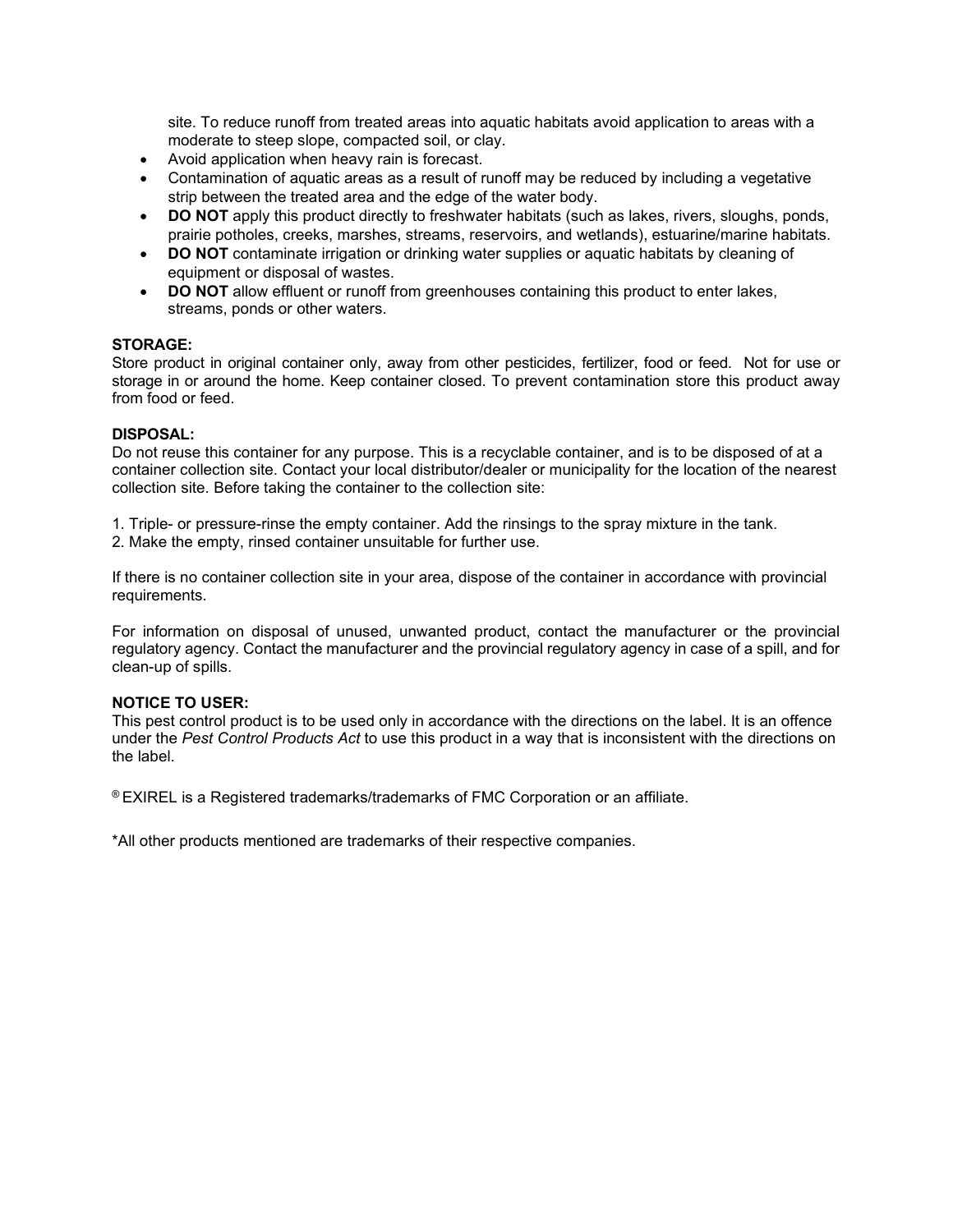site. To reduce runoff from treated areas into aquatic habitats avoid application to areas with a moderate to steep slope, compacted soil, or clay.

- Avoid application when heavy rain is forecast.
- Contamination of aquatic areas as a result of runoff may be reduced by including a vegetative strip between the treated area and the edge of the water body.
- **DO NOT** apply this product directly to freshwater habitats (such as lakes, rivers, sloughs, ponds, prairie potholes, creeks, marshes, streams, reservoirs, and wetlands), estuarine/marine habitats.
- **DO NOT** contaminate irrigation or drinking water supplies or aquatic habitats by cleaning of equipment or disposal of wastes.
- **DO NOT** allow effluent or runoff from greenhouses containing this product to enter lakes, streams, ponds or other waters.

**STORAGE:**
Store product in original container only, away from other pesticides, fertilizer, food or feed. Not for use or storage in or around the home. Keep container closed. To prevent contamination store this product away from food or feed.

**DISPOSAL:**
Do not reuse this container for any purpose. This is a recyclable container, and is to be disposed of at a container collection site. Contact your local distributor/dealer or municipality for the location of the nearest collection site. Before taking the container to the collection site:

1. Triple- or pressure-rinse the empty container. Add the rinsings to the spray mixture in the tank.
2. Make the empty, rinsed container unsuitable for further use.

If there is no container collection site in your area, dispose of the container in accordance with provincial requirements.

For information on disposal of unused, unwanted product, contact the manufacturer or the provincial regulatory agency. Contact the manufacturer and the provincial regulatory agency in case of a spill, and for clean-up of spills.

**NOTICE TO USER:**
This pest control product is to be used only in accordance with the directions on the label. It is an offence under the *Pest Control Products Act* to use this product in a way that is inconsistent with the directions on the label.

® EXIREL is a Registered trademarks/trademarks of FMC Corporation or an affiliate.

*All other products mentioned are trademarks of their respective companies.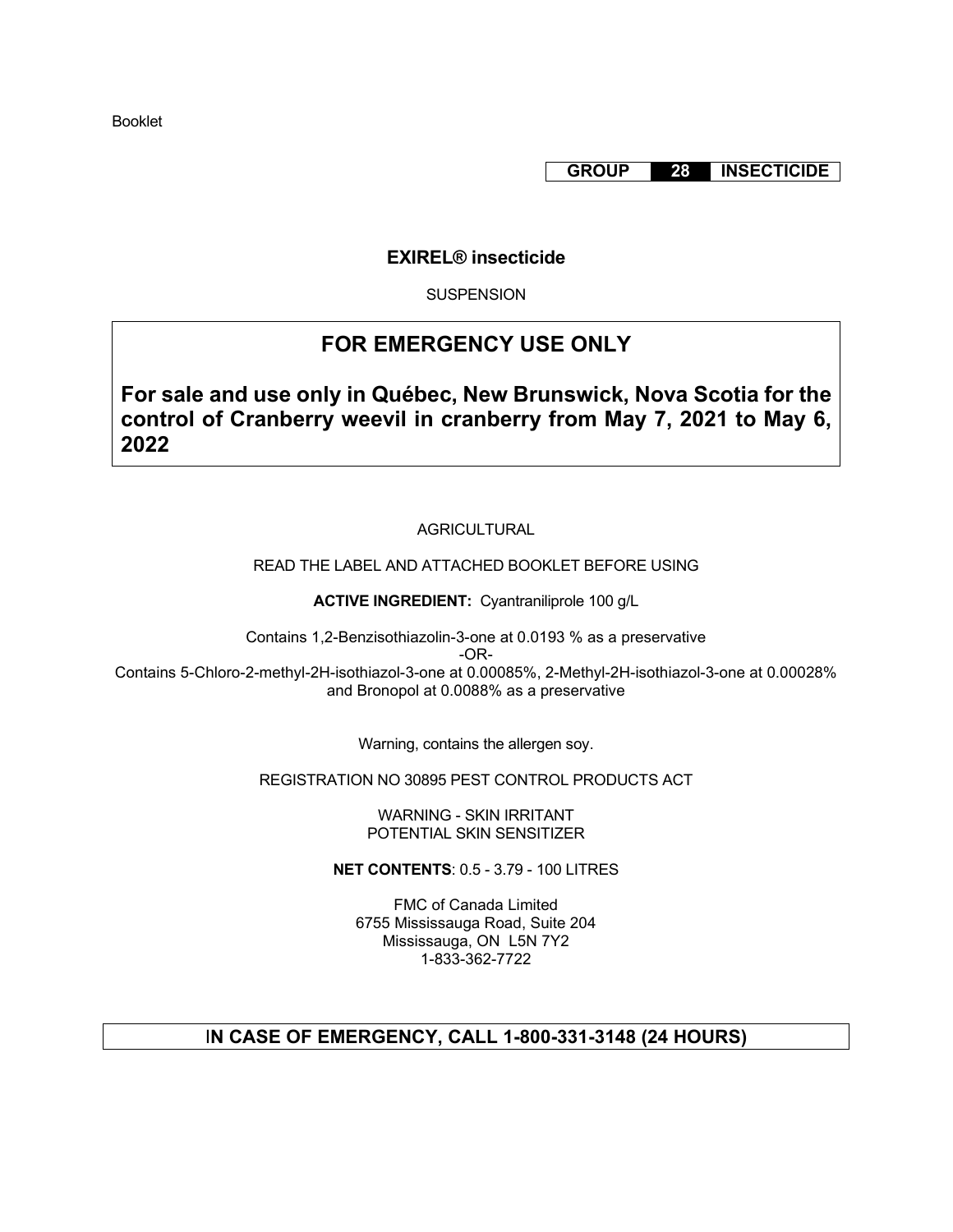Booklet

**GROUP 28 INSECTICIDE**

**EXIREL® insecticide**

SUSPENSION

## FOR EMERGENCY USE ONLY

**For sale and use only in Québec, New Brunswick, Nova Scotia for the control of Cranberry weevil in cranberry from May 7, 2021 to May 6, 2022**

AGRICULTURAL

READ THE LABEL AND ATTACHED BOOKLET BEFORE USING

**ACTIVE INGREDIENT:** Cyantraniliprole 100 g/L

Contains 1,2-Benzisothiazolin-3-one at 0.0193 % as a preservative
-OR-
Contains 5-Chloro-2-methyl-2H-isothiazol-3-one at 0.00085%, 2-Methyl-2H-isothiazol-3-one at 0.00028% and Bronopol at 0.0088% as a preservative

Warning, contains the allergen soy.

REGISTRATION NO 30895 PEST CONTROL PRODUCTS ACT

WARNING - SKIN IRRITANT
POTENTIAL SKIN SENSITIZER

**NET CONTENTS**: 0.5 - 3.79 - 100 LITRES

FMC of Canada Limited
6755 Mississauga Road, Suite 204
Mississauga, ON L5N 7Y2
1-833-362-7722

**IN CASE OF EMERGENCY, CALL 1-800-331-3148 (24 HOURS)**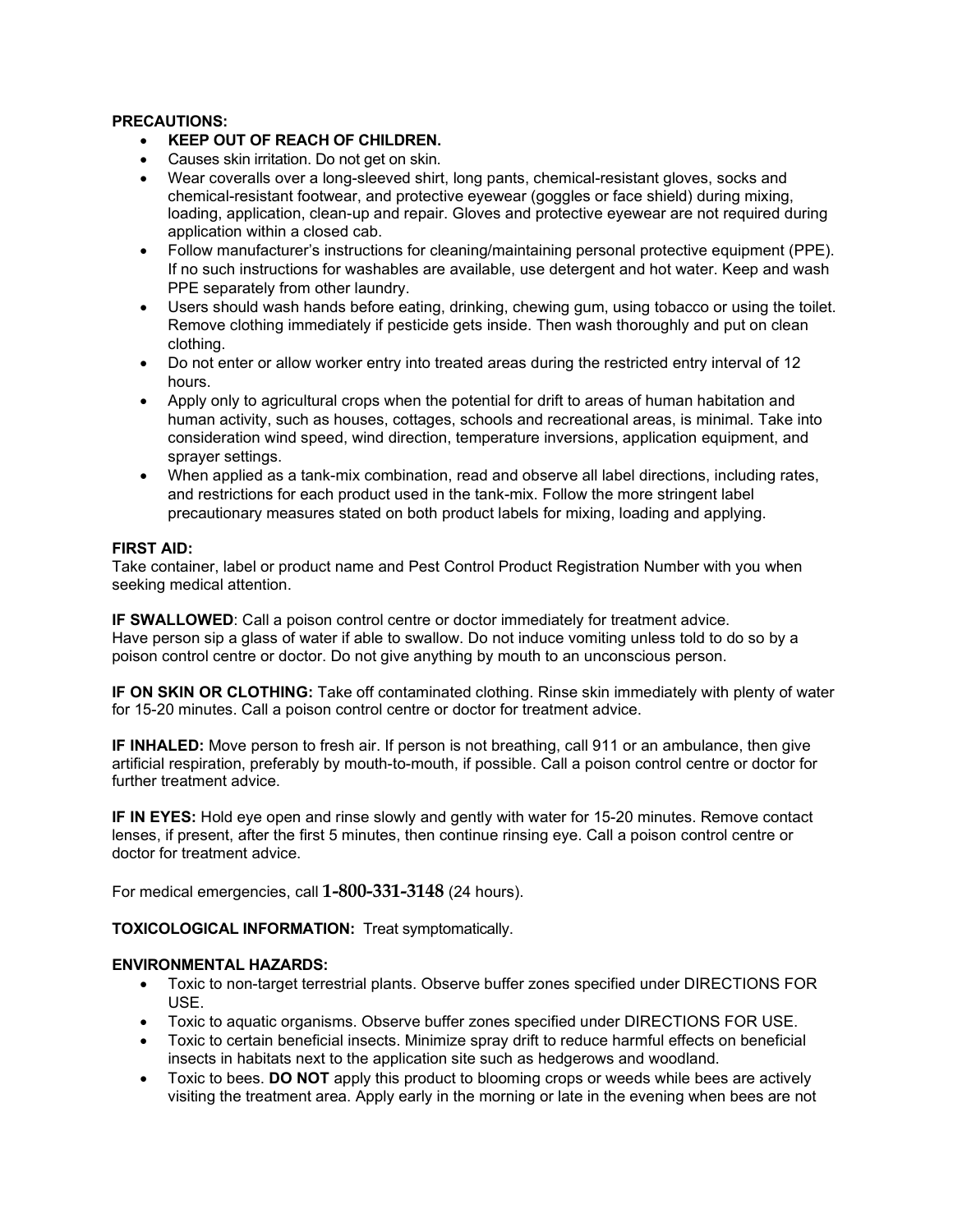**PRECAUTIONS:**

- **KEEP OUT OF REACH OF CHILDREN.**
- Causes skin irritation. Do not get on skin.
- Wear coveralls over a long-sleeved shirt, long pants, chemical-resistant gloves, socks and chemical-resistant footwear, and protective eyewear (goggles or face shield) during mixing, loading, application, clean-up and repair. Gloves and protective eyewear are not required during application within a closed cab.
- Follow manufacturer's instructions for cleaning/maintaining personal protective equipment (PPE). If no such instructions for washables are available, use detergent and hot water. Keep and wash PPE separately from other laundry.
- Users should wash hands before eating, drinking, chewing gum, using tobacco or using the toilet. Remove clothing immediately if pesticide gets inside. Then wash thoroughly and put on clean clothing.
- Do not enter or allow worker entry into treated areas during the restricted entry interval of 12 hours.
- Apply only to agricultural crops when the potential for drift to areas of human habitation and human activity, such as houses, cottages, schools and recreational areas, is minimal. Take into consideration wind speed, wind direction, temperature inversions, application equipment, and sprayer settings.
- When applied as a tank-mix combination, read and observe all label directions, including rates, and restrictions for each product used in the tank-mix. Follow the more stringent label precautionary measures stated on both product labels for mixing, loading and applying.

**FIRST AID:**
Take container, label or product name and Pest Control Product Registration Number with you when seeking medical attention.

**IF SWALLOWED**: Call a poison control centre or doctor immediately for treatment advice. Have person sip a glass of water if able to swallow. Do not induce vomiting unless told to do so by a poison control centre or doctor. Do not give anything by mouth to an unconscious person.

**IF ON SKIN OR CLOTHING:** Take off contaminated clothing. Rinse skin immediately with plenty of water for 15-20 minutes. Call a poison control centre or doctor for treatment advice.

**IF INHALED:** Move person to fresh air. If person is not breathing, call 911 or an ambulance, then give artificial respiration, preferably by mouth-to-mouth, if possible. Call a poison control centre or doctor for further treatment advice.

**IF IN EYES:** Hold eye open and rinse slowly and gently with water for 15-20 minutes. Remove contact lenses, if present, after the first 5 minutes, then continue rinsing eye. Call a poison control centre or doctor for treatment advice.

For medical emergencies, call **1-800-331-3148** (24 hours).

**TOXICOLOGICAL INFORMATION:** Treat symptomatically.

**ENVIRONMENTAL HAZARDS:**

- Toxic to non-target terrestrial plants. Observe buffer zones specified under DIRECTIONS FOR USE.
- Toxic to aquatic organisms. Observe buffer zones specified under DIRECTIONS FOR USE.
- Toxic to certain beneficial insects. Minimize spray drift to reduce harmful effects on beneficial insects in habitats next to the application site such as hedgerows and woodland.
- Toxic to bees. **DO NOT** apply this product to blooming crops or weeds while bees are actively visiting the treatment area. Apply early in the morning or late in the evening when bees are not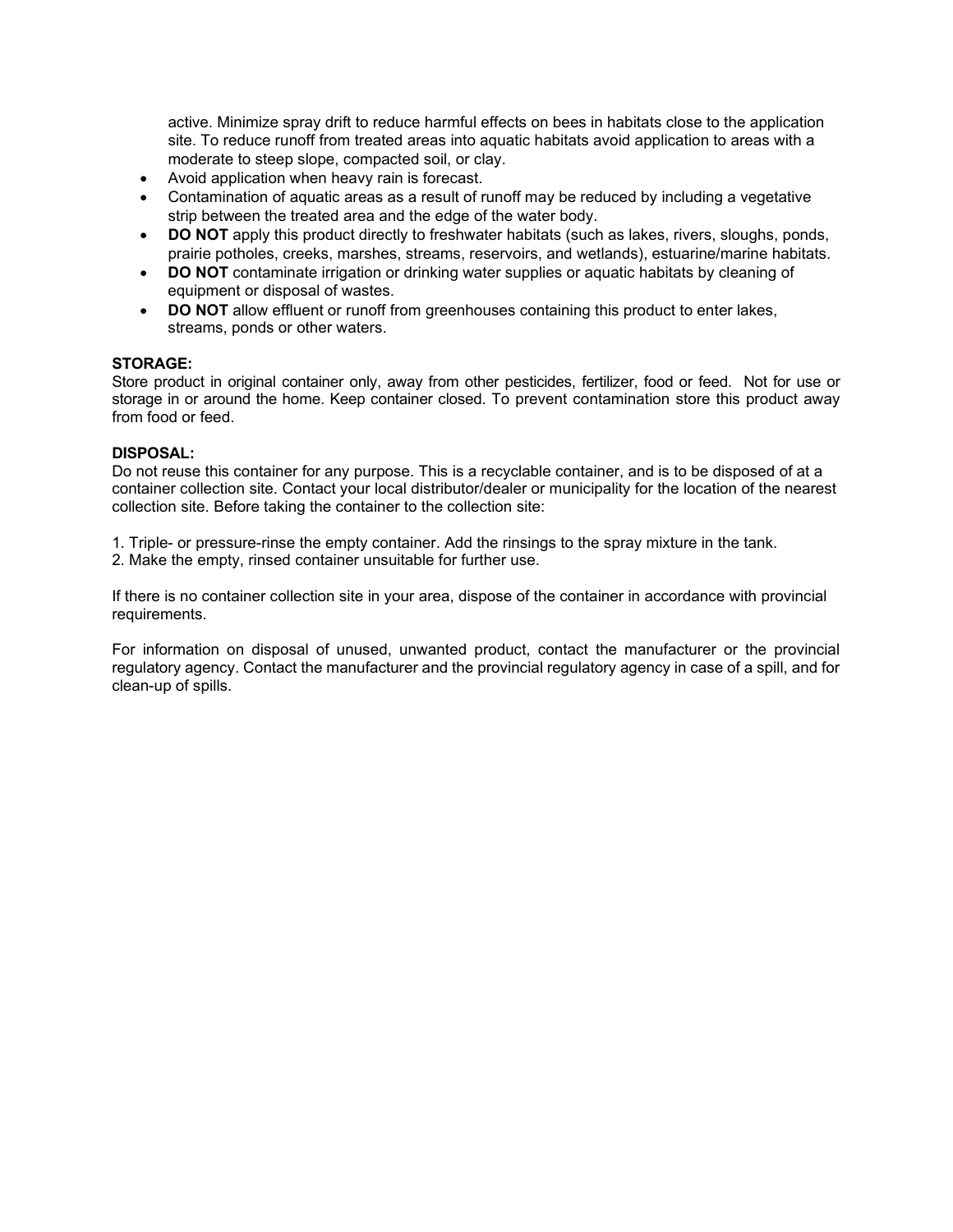active. Minimize spray drift to reduce harmful effects on bees in habitats close to the application site. To reduce runoff from treated areas into aquatic habitats avoid application to areas with a moderate to steep slope, compacted soil, or clay.

- Avoid application when heavy rain is forecast.
- Contamination of aquatic areas as a result of runoff may be reduced by including a vegetative strip between the treated area and the edge of the water body.
- **DO NOT** apply this product directly to freshwater habitats (such as lakes, rivers, sloughs, ponds, prairie potholes, creeks, marshes, streams, reservoirs, and wetlands), estuarine/marine habitats.
- **DO NOT** contaminate irrigation or drinking water supplies or aquatic habitats by cleaning of equipment or disposal of wastes.
- **DO NOT** allow effluent or runoff from greenhouses containing this product to enter lakes, streams, ponds or other waters.

**STORAGE:**

Store product in original container only, away from other pesticides, fertilizer, food or feed. Not for use or storage in or around the home. Keep container closed. To prevent contamination store this product away from food or feed.

**DISPOSAL:**

Do not reuse this container for any purpose. This is a recyclable container, and is to be disposed of at a container collection site. Contact your local distributor/dealer or municipality for the location of the nearest collection site. Before taking the container to the collection site:

1. Triple- or pressure-rinse the empty container. Add the rinsings to the spray mixture in the tank.
2. Make the empty, rinsed container unsuitable for further use.

If there is no container collection site in your area, dispose of the container in accordance with provincial requirements.

For information on disposal of unused, unwanted product, contact the manufacturer or the provincial regulatory agency. Contact the manufacturer and the provincial regulatory agency in case of a spill, and for clean-up of spills.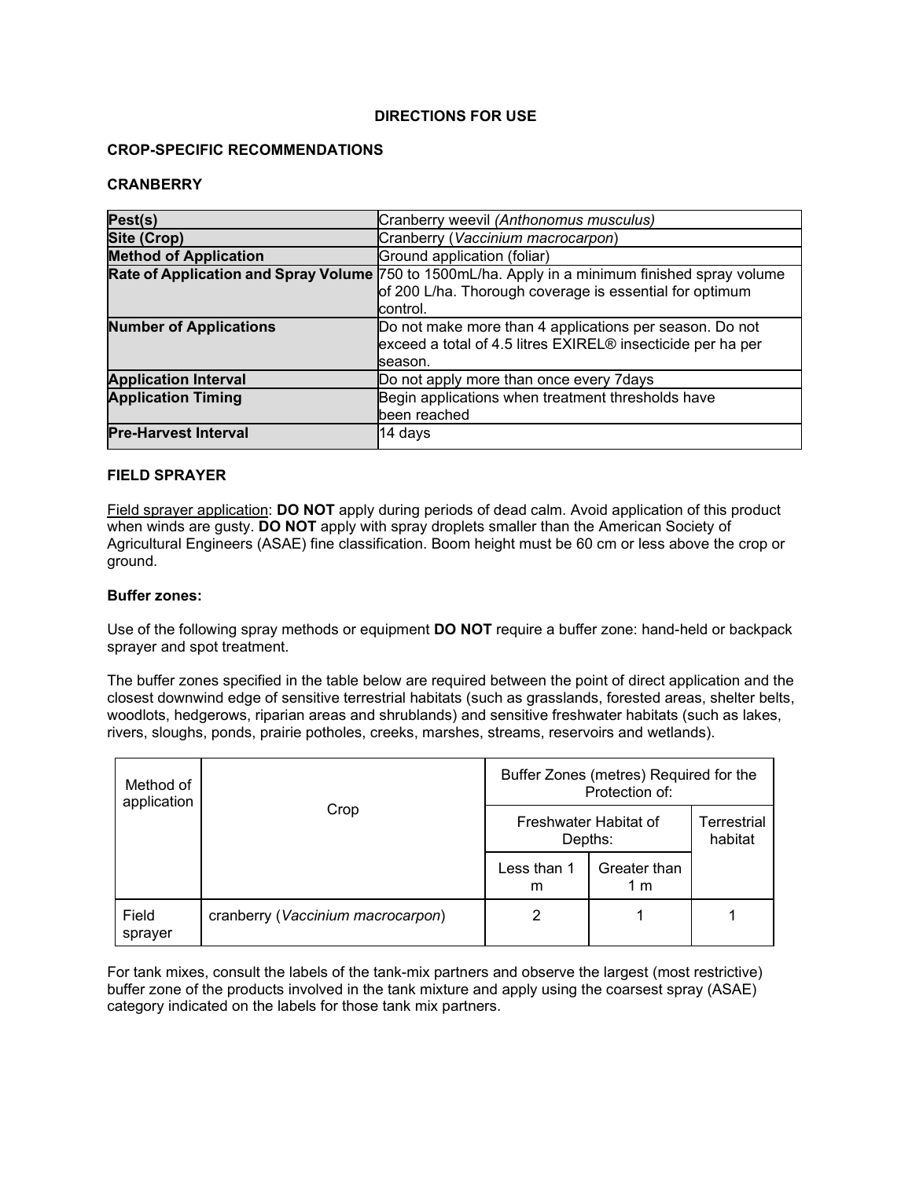**DIRECTIONS FOR USE**

**CROP-SPECIFIC RECOMMENDATIONS**

**CRANBERRY**

| **Pest(s)** | Cranberry weevil *(Anthonomus musculus)* |
|---|---|
| **Site (Crop)** | Cranberry (*Vaccinium macrocarpon*) |
| **Method of Application** | Ground application (foliar) |
| **Rate of Application and Spray Volume** | 750 to 1500mL/ha. Apply in a minimum finished spray volume of 200 L/ha. Thorough coverage is essential for optimum control. |
| **Number of Applications** | Do not make more than 4 applications per season. Do not exceed a total of 4.5 litres EXIREL® insecticide per ha per season. |
| **Application Interval** | Do not apply more than once every 7days |
| **Application Timing** | Begin applications when treatment thresholds have been reached |
| **Pre-Harvest Interval** | 14 days |

**FIELD SPRAYER**

Field sprayer application: **DO NOT** apply during periods of dead calm. Avoid application of this product when winds are gusty. **DO NOT** apply with spray droplets smaller than the American Society of Agricultural Engineers (ASAE) fine classification. Boom height must be 60 cm or less above the crop or ground.

**Buffer zones:**

Use of the following spray methods or equipment **DO NOT** require a buffer zone: hand-held or backpack sprayer and spot treatment.

The buffer zones specified in the table below are required between the point of direct application and the closest downwind edge of sensitive terrestrial habitats (such as grasslands, forested areas, shelter belts, woodlots, hedgerows, riparian areas and shrublands) and sensitive freshwater habitats (such as lakes, rivers, sloughs, ponds, prairie potholes, creeks, marshes, streams, reservoirs and wetlands).

| Method of application | Crop | Buffer Zones (metres) Required for the Protection of: | | |
|---|---|---|---|---|
| | | Freshwater Habitat of Depths: | | Terrestrial habitat |
| | | Less than 1 m | Greater than 1 m | |
| Field sprayer | cranberry (*Vaccinium macrocarpon*) | 2 | 1 | 1 |

For tank mixes, consult the labels of the tank-mix partners and observe the largest (most restrictive) buffer zone of the products involved in the tank mixture and apply using the coarsest spray (ASAE) category indicated on the labels for those tank mix partners.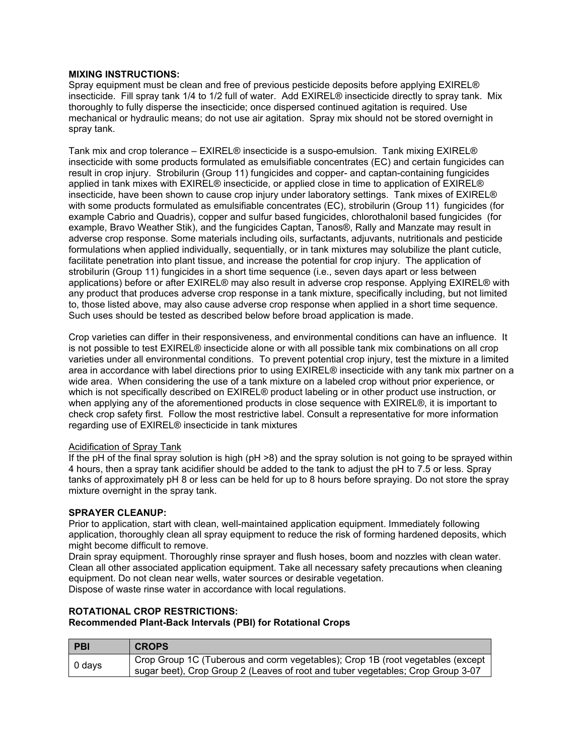**MIXING INSTRUCTIONS:**
Spray equipment must be clean and free of previous pesticide deposits before applying EXIREL® insecticide. Fill spray tank 1/4 to 1/2 full of water. Add EXIREL® insecticide directly to spray tank. Mix thoroughly to fully disperse the insecticide; once dispersed continued agitation is required. Use mechanical or hydraulic means; do not use air agitation. Spray mix should not be stored overnight in spray tank.

Tank mix and crop tolerance – EXIREL® insecticide is a suspo-emulsion. Tank mixing EXIREL® insecticide with some products formulated as emulsifiable concentrates (EC) and certain fungicides can result in crop injury. Strobilurin (Group 11) fungicides and copper- and captan-containing fungicides applied in tank mixes with EXIREL® insecticide, or applied close in time to application of EXIREL® insecticide, have been shown to cause crop injury under laboratory settings. Tank mixes of EXIREL® with some products formulated as emulsifiable concentrates (EC), strobilurin (Group 11) fungicides (for example Cabrio and Quadris), copper and sulfur based fungicides, chlorothalonil based fungicides (for example, Bravo Weather Stik), and the fungicides Captan, Tanos®, Rally and Manzate may result in adverse crop response. Some materials including oils, surfactants, adjuvants, nutritionals and pesticide formulations when applied individually, sequentially, or in tank mixtures may solubilize the plant cuticle, facilitate penetration into plant tissue, and increase the potential for crop injury. The application of strobilurin (Group 11) fungicides in a short time sequence (i.e., seven days apart or less between applications) before or after EXIREL® may also result in adverse crop response. Applying EXIREL® with any product that produces adverse crop response in a tank mixture, specifically including, but not limited to, those listed above, may also cause adverse crop response when applied in a short time sequence. Such uses should be tested as described below before broad application is made.

Crop varieties can differ in their responsiveness, and environmental conditions can have an influence. It is not possible to test EXIREL® insecticide alone or with all possible tank mix combinations on all crop varieties under all environmental conditions. To prevent potential crop injury, test the mixture in a limited area in accordance with label directions prior to using EXIREL® insecticide with any tank mix partner on a wide area. When considering the use of a tank mixture on a labeled crop without prior experience, or which is not specifically described on EXIREL® product labeling or in other product use instruction, or when applying any of the aforementioned products in close sequence with EXIREL®, it is important to check crop safety first. Follow the most restrictive label. Consult a representative for more information regarding use of EXIREL® insecticide in tank mixtures

Acidification of Spray Tank

If the pH of the final spray solution is high (pH >8) and the spray solution is not going to be sprayed within 4 hours, then a spray tank acidifier should be added to the tank to adjust the pH to 7.5 or less. Spray tanks of approximately pH 8 or less can be held for up to 8 hours before spraying. Do not store the spray mixture overnight in the spray tank.

**SPRAYER CLEANUP:**
Prior to application, start with clean, well-maintained application equipment. Immediately following application, thoroughly clean all spray equipment to reduce the risk of forming hardened deposits, which might become difficult to remove.
Drain spray equipment. Thoroughly rinse sprayer and flush hoses, boom and nozzles with clean water. Clean all other associated application equipment. Take all necessary safety precautions when cleaning equipment. Do not clean near wells, water sources or desirable vegetation.
Dispose of waste rinse water in accordance with local regulations.

**ROTATIONAL CROP RESTRICTIONS:**
**Recommended Plant-Back Intervals (PBI) for Rotational Crops**

| PBI | CROPS |
| --- | --- |
| 0 days | Crop Group 1C (Tuberous and corm vegetables); Crop 1B (root vegetables (except sugar beet), Crop Group 2 (Leaves of root and tuber vegetables; Crop Group 3-07 |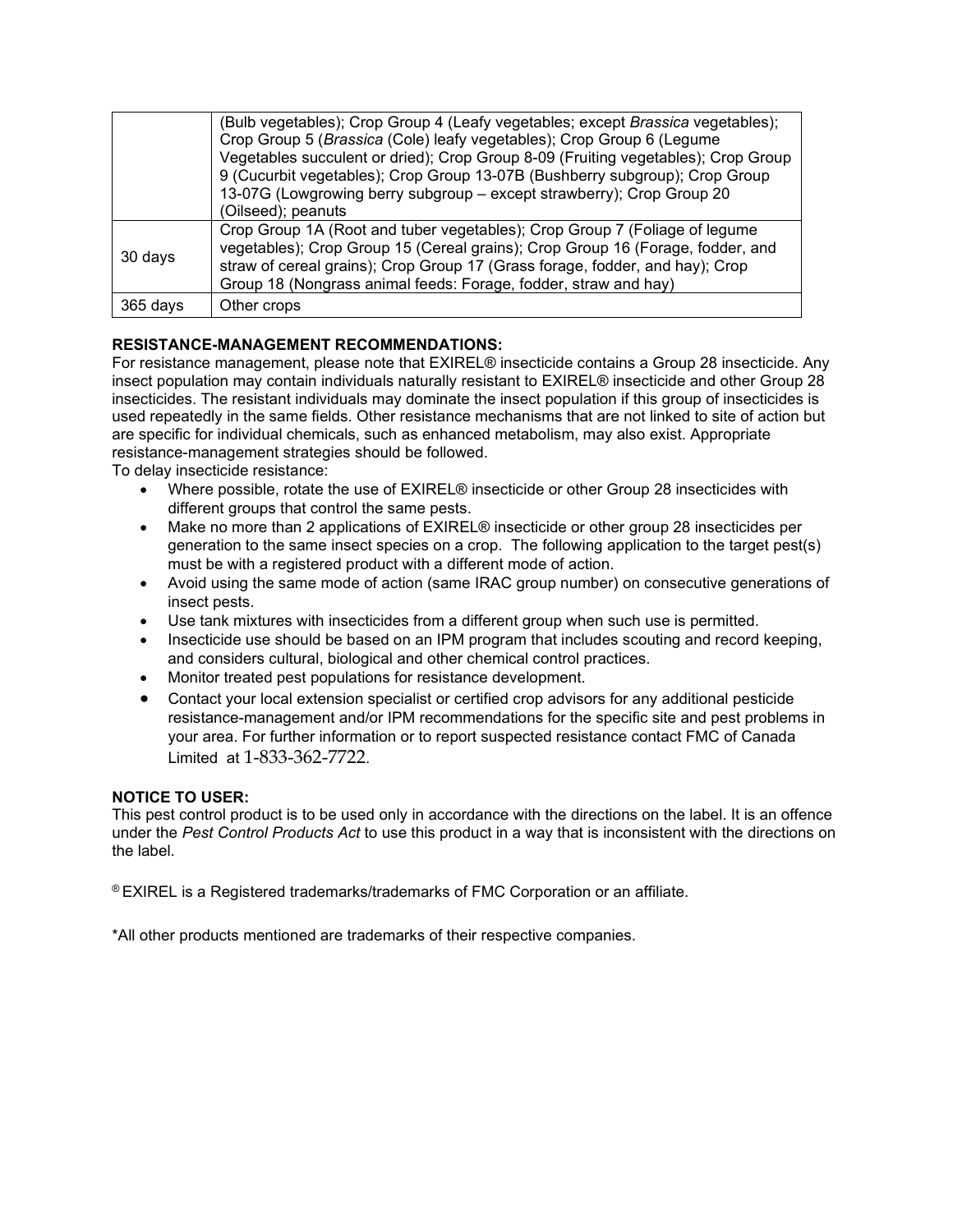| | |
|---|---|
| | (Bulb vegetables); Crop Group 4 (Leafy vegetables; except *Brassica* vegetables); Crop Group 5 (*Brassica* (Cole) leafy vegetables); Crop Group 6 (Legume Vegetables succulent or dried); Crop Group 8-09 (Fruiting vegetables); Crop Group 9 (Cucurbit vegetables); Crop Group 13-07B (Bushberry subgroup); Crop Group 13-07G (Lowgrowing berry subgroup – except strawberry); Crop Group 20 (Oilseed); peanuts |
| 30 days | Crop Group 1A (Root and tuber vegetables); Crop Group 7 (Foliage of legume vegetables); Crop Group 15 (Cereal grains); Crop Group 16 (Forage, fodder, and straw of cereal grains); Crop Group 17 (Grass forage, fodder, and hay); Crop Group 18 (Nongrass animal feeds: Forage, fodder, straw and hay) |
| 365 days | Other crops |

**RESISTANCE-MANAGEMENT RECOMMENDATIONS:**
For resistance management, please note that EXIREL® insecticide contains a Group 28 insecticide. Any insect population may contain individuals naturally resistant to EXIREL® insecticide and other Group 28 insecticides. The resistant individuals may dominate the insect population if this group of insecticides is used repeatedly in the same fields. Other resistance mechanisms that are not linked to site of action but are specific for individual chemicals, such as enhanced metabolism, may also exist. Appropriate resistance-management strategies should be followed.

To delay insecticide resistance:

- Where possible, rotate the use of EXIREL® insecticide or other Group 28 insecticides with different groups that control the same pests.
- Make no more than 2 applications of EXIREL® insecticide or other group 28 insecticides per generation to the same insect species on a crop. The following application to the target pest(s) must be with a registered product with a different mode of action.
- Avoid using the same mode of action (same IRAC group number) on consecutive generations of insect pests.
- Use tank mixtures with insecticides from a different group when such use is permitted.
- Insecticide use should be based on an IPM program that includes scouting and record keeping, and considers cultural, biological and other chemical control practices.
- Monitor treated pest populations for resistance development.
- Contact your local extension specialist or certified crop advisors for any additional pesticide resistance-management and/or IPM recommendations for the specific site and pest problems in your area. For further information or to report suspected resistance contact FMC of Canada Limited at 1-833-362-7722.

**NOTICE TO USER:**
This pest control product is to be used only in accordance with the directions on the label. It is an offence under the *Pest Control Products Act* to use this product in a way that is inconsistent with the directions on the label.

® EXIREL is a Registered trademarks/trademarks of FMC Corporation or an affiliate.

*All other products mentioned are trademarks of their respective companies.